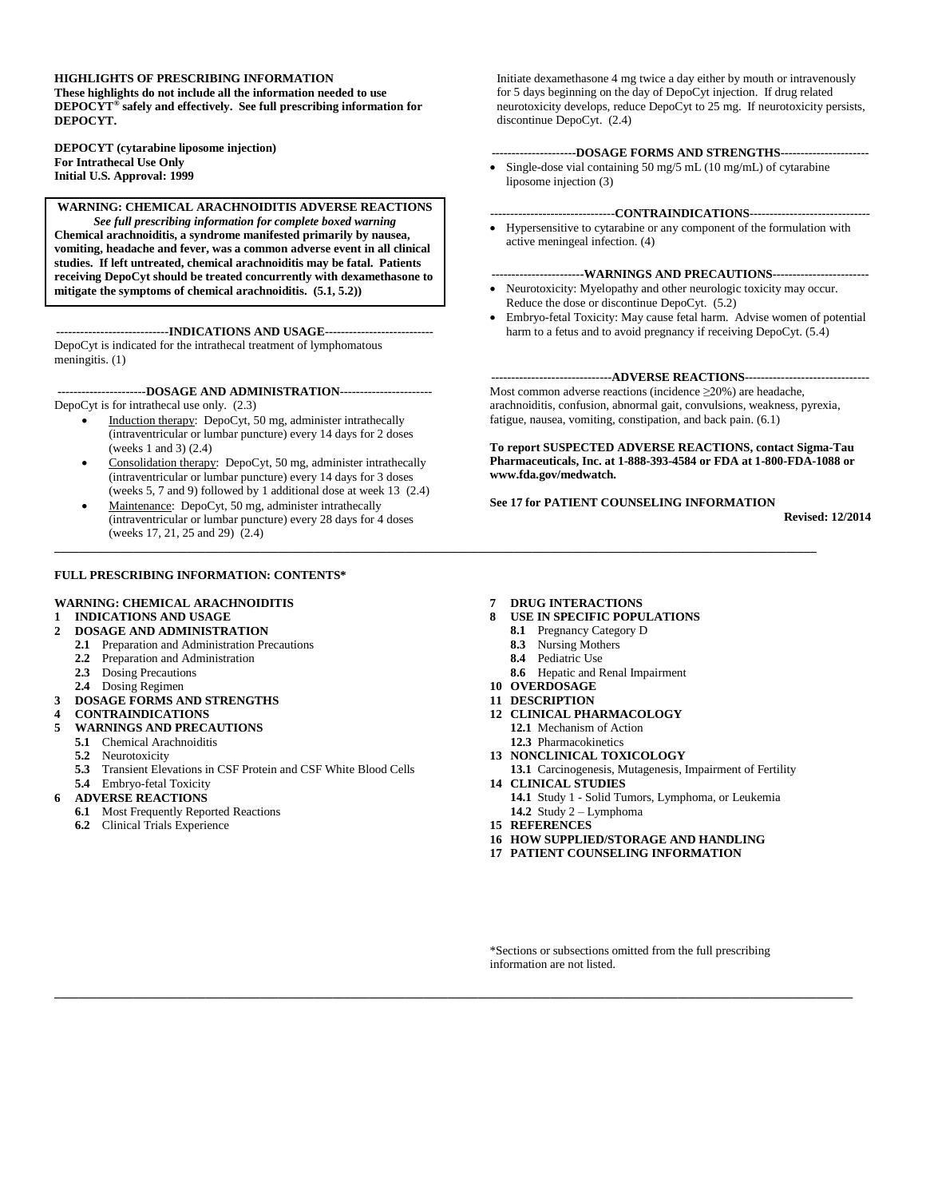**HIGHLIGHTS OF PRESCRIBING INFORMATION**
**These highlights do not include all the information needed to use DEPOCYT® safely and effectively. See full prescribing information for DEPOCYT.**

**DEPOCYT (cytarabine liposome injection)**
**For Intrathecal Use Only**
**Initial U.S. Approval: 1999**

**WARNING: CHEMICAL ARACHNOIDITIS ADVERSE REACTIONS**
*See full prescribing information for complete boxed warning*
**Chemical arachnoiditis, a syndrome manifested primarily by nausea, vomiting, headache and fever, was a common adverse event in all clinical studies. If left untreated, chemical arachnoiditis may be fatal. Patients receiving DepoCyt should be treated concurrently with dexamethasone to mitigate the symptoms of chemical arachnoiditis. (5.1, 5.2))**

**----------------------------INDICATIONS AND USAGE---------------------------**
DepoCyt is indicated for the intrathecal treatment of lymphomatous meningitis. (1)

**----------------------DOSAGE AND ADMINISTRATION-----------------------**
DepoCyt is for intrathecal use only. (2.3)

- Induction therapy: DepoCyt, 50 mg, administer intrathecally (intraventricular or lumbar puncture) every 14 days for 2 doses (weeks 1 and 3) (2.4)
- Consolidation therapy: DepoCyt, 50 mg, administer intrathecally (intraventricular or lumbar puncture) every 14 days for 3 doses (weeks 5, 7 and 9) followed by 1 additional dose at week 13 (2.4)
- Maintenance: DepoCyt, 50 mg, administer intrathecally (intraventricular or lumbar puncture) every 28 days for 4 doses (weeks 17, 21, 25 and 29) (2.4)

Initiate dexamethasone 4 mg twice a day either by mouth or intravenously for 5 days beginning on the day of DepoCyt injection. If drug related neurotoxicity develops, reduce DepoCyt to 25 mg. If neurotoxicity persists, discontinue DepoCyt. (2.4)

**---------------------DOSAGE FORMS AND STRENGTHS----------------------**
- Single-dose vial containing 50 mg/5 mL (10 mg/mL) of cytarabine liposome injection (3)

**-------------------------------CONTRAINDICATIONS------------------------------**
- Hypersensitive to cytarabine or any component of the formulation with active meningeal infection. (4)

**-----------------------WARNINGS AND PRECAUTIONS------------------------**
- Neurotoxicity: Myelopathy and other neurologic toxicity may occur. Reduce the dose or discontinue DepoCyt. (5.2)
- Embryo-fetal Toxicity: May cause fetal harm. Advise women of potential harm to a fetus and to avoid pregnancy if receiving DepoCyt. (5.4)

**------------------------------ADVERSE REACTIONS-------------------------------**
Most common adverse reactions (incidence ≥20%) are headache, arachnoiditis, confusion, abnormal gait, convulsions, weakness, pyrexia, fatigue, nausea, vomiting, constipation, and back pain. (6.1)

**To report SUSPECTED ADVERSE REACTIONS, contact Sigma-Tau Pharmaceuticals, Inc. at 1-888-393-4584 or FDA at 1-800-FDA-1088 or www.fda.gov/medwatch.**

**See 17 for PATIENT COUNSELING INFORMATION**

**Revised: 12/2014**

---

**FULL PRESCRIBING INFORMATION: CONTENTS***

**WARNING: CHEMICAL ARACHNOIDITIS**
**1 INDICATIONS AND USAGE**
**2 DOSAGE AND ADMINISTRATION**
- **2.1** Preparation and Administration Precautions
- **2.2** Preparation and Administration
- **2.3** Dosing Precautions
- **2.4** Dosing Regimen

**3 DOSAGE FORMS AND STRENGTHS**
**4 CONTRAINDICATIONS**
**5 WARNINGS AND PRECAUTIONS**
- **5.1** Chemical Arachnoiditis
- **5.2** Neurotoxicity
- **5.3** Transient Elevations in CSF Protein and CSF White Blood Cells
- **5.4** Embryo-fetal Toxicity

**6 ADVERSE REACTIONS**
- **6.1** Most Frequently Reported Reactions
- **6.2** Clinical Trials Experience

**7 DRUG INTERACTIONS**
**8 USE IN SPECIFIC POPULATIONS**
- **8.1** Pregnancy Category D
- **8.3** Nursing Mothers
- **8.4** Pediatric Use
- **8.6** Hepatic and Renal Impairment

**10 OVERDOSAGE**
**11 DESCRIPTION**
**12 CLINICAL PHARMACOLOGY**
- **12.1** Mechanism of Action
- **12.3** Pharmacokinetics

**13 NONCLINICAL TOXICOLOGY**
- **13.1** Carcinogenesis, Mutagenesis, Impairment of Fertility

**14 CLINICAL STUDIES**
- **14.1** Study 1 - Solid Tumors, Lymphoma, or Leukemia
- **14.2** Study 2 – Lymphoma

**15 REFERENCES**
**16 HOW SUPPLIED/STORAGE AND HANDLING**
**17 PATIENT COUNSELING INFORMATION**

*Sections or subsections omitted from the full prescribing information are not listed.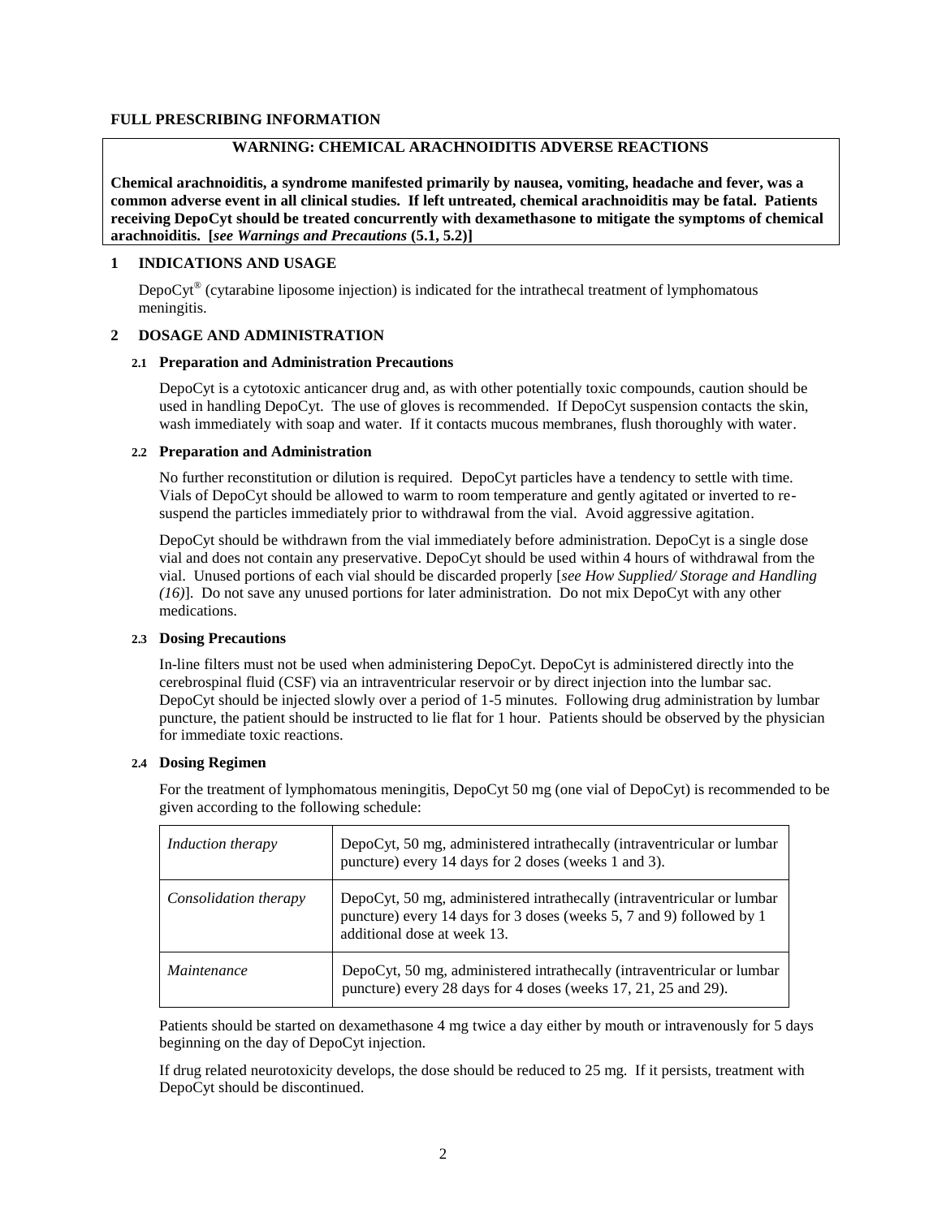**FULL PRESCRIBING INFORMATION**

**WARNING: CHEMICAL ARACHNOIDITIS ADVERSE REACTIONS**

**Chemical arachnoiditis, a syndrome manifested primarily by nausea, vomiting, headache and fever, was a common adverse event in all clinical studies. If left untreated, chemical arachnoiditis may be fatal. Patients receiving DepoCyt should be treated concurrently with dexamethasone to mitigate the symptoms of chemical arachnoiditis. [*see Warnings and Precautions* (5.1, 5.2)]**

## 1 INDICATIONS AND USAGE

DepoCyt® (cytarabine liposome injection) is indicated for the intrathecal treatment of lymphomatous meningitis.

## 2 DOSAGE AND ADMINISTRATION

### 2.1 Preparation and Administration Precautions

DepoCyt is a cytotoxic anticancer drug and, as with other potentially toxic compounds, caution should be used in handling DepoCyt. The use of gloves is recommended. If DepoCyt suspension contacts the skin, wash immediately with soap and water. If it contacts mucous membranes, flush thoroughly with water.

### 2.2 Preparation and Administration

No further reconstitution or dilution is required. DepoCyt particles have a tendency to settle with time. Vials of DepoCyt should be allowed to warm to room temperature and gently agitated or inverted to re-suspend the particles immediately prior to withdrawal from the vial. Avoid aggressive agitation.

DepoCyt should be withdrawn from the vial immediately before administration. DepoCyt is a single dose vial and does not contain any preservative. DepoCyt should be used within 4 hours of withdrawal from the vial. Unused portions of each vial should be discarded properly [*see How Supplied/ Storage and Handling (16)*]. Do not save any unused portions for later administration. Do not mix DepoCyt with any other medications.

### 2.3 Dosing Precautions

In-line filters must not be used when administering DepoCyt. DepoCyt is administered directly into the cerebrospinal fluid (CSF) via an intraventricular reservoir or by direct injection into the lumbar sac. DepoCyt should be injected slowly over a period of 1-5 minutes. Following drug administration by lumbar puncture, the patient should be instructed to lie flat for 1 hour. Patients should be observed by the physician for immediate toxic reactions.

### 2.4 Dosing Regimen

For the treatment of lymphomatous meningitis, DepoCyt 50 mg (one vial of DepoCyt) is recommended to be given according to the following schedule:

| | |
|---|---|
| *Induction therapy* | DepoCyt, 50 mg, administered intrathecally (intraventricular or lumbar puncture) every 14 days for 2 doses (weeks 1 and 3). |
| *Consolidation therapy* | DepoCyt, 50 mg, administered intrathecally (intraventricular or lumbar puncture) every 14 days for 3 doses (weeks 5, 7 and 9) followed by 1 additional dose at week 13. |
| *Maintenance* | DepoCyt, 50 mg, administered intrathecally (intraventricular or lumbar puncture) every 28 days for 4 doses (weeks 17, 21, 25 and 29). |

Patients should be started on dexamethasone 4 mg twice a day either by mouth or intravenously for 5 days beginning on the day of DepoCyt injection.

If drug related neurotoxicity develops, the dose should be reduced to 25 mg. If it persists, treatment with DepoCyt should be discontinued.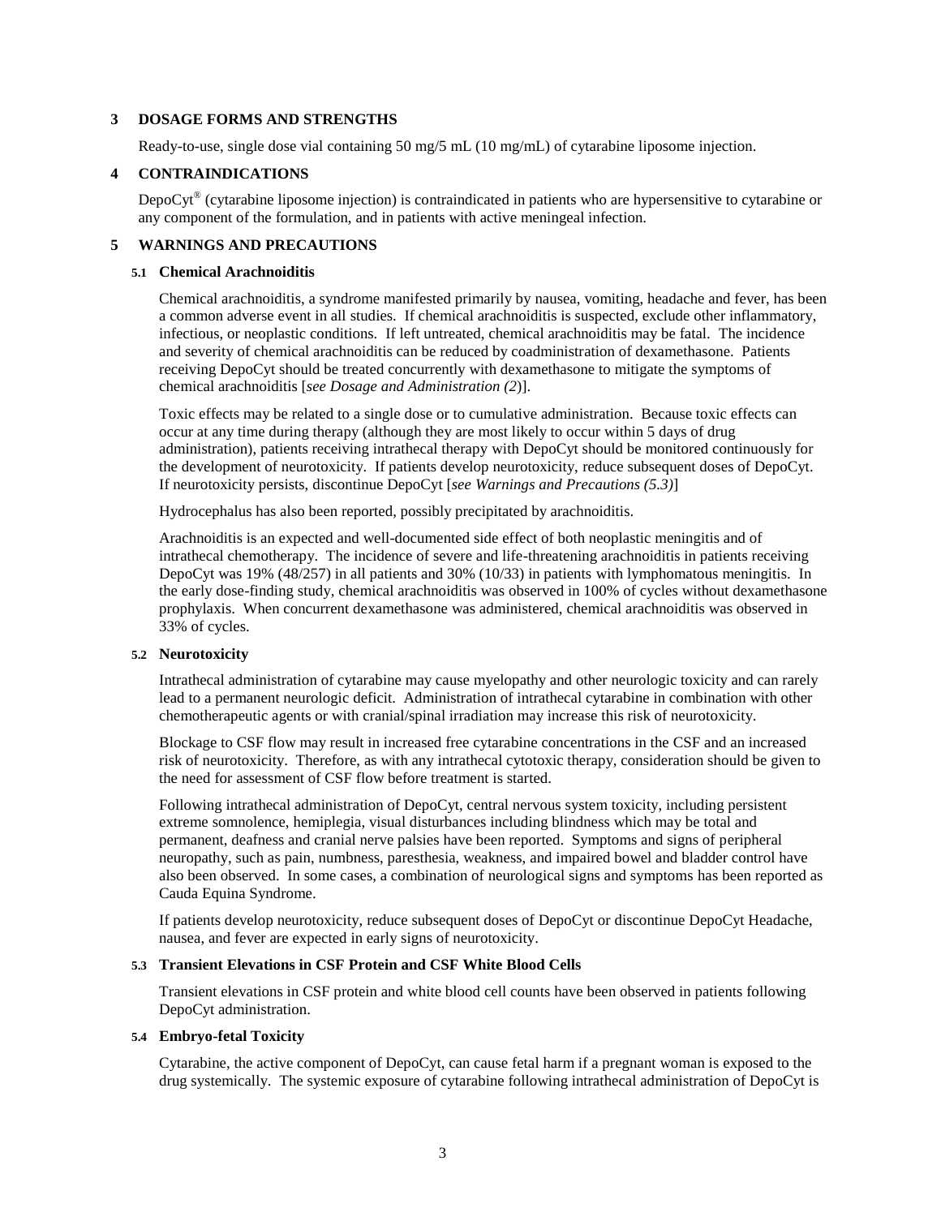## 3 DOSAGE FORMS AND STRENGTHS

Ready-to-use, single dose vial containing 50 mg/5 mL (10 mg/mL) of cytarabine liposome injection.

## 4 CONTRAINDICATIONS

DepoCyt® (cytarabine liposome injection) is contraindicated in patients who are hypersensitive to cytarabine or any component of the formulation, and in patients with active meningeal infection.

## 5 WARNINGS AND PRECAUTIONS

### 5.1 Chemical Arachnoiditis

Chemical arachnoiditis, a syndrome manifested primarily by nausea, vomiting, headache and fever, has been a common adverse event in all studies. If chemical arachnoiditis is suspected, exclude other inflammatory, infectious, or neoplastic conditions. If left untreated, chemical arachnoiditis may be fatal. The incidence and severity of chemical arachnoiditis can be reduced by coadministration of dexamethasone. Patients receiving DepoCyt should be treated concurrently with dexamethasone to mitigate the symptoms of chemical arachnoiditis [*see Dosage and Administration (2)*].

Toxic effects may be related to a single dose or to cumulative administration. Because toxic effects can occur at any time during therapy (although they are most likely to occur within 5 days of drug administration), patients receiving intrathecal therapy with DepoCyt should be monitored continuously for the development of neurotoxicity. If patients develop neurotoxicity, reduce subsequent doses of DepoCyt. If neurotoxicity persists, discontinue DepoCyt [*see Warnings and Precautions (5.3)*]

Hydrocephalus has also been reported, possibly precipitated by arachnoiditis.

Arachnoiditis is an expected and well-documented side effect of both neoplastic meningitis and of intrathecal chemotherapy. The incidence of severe and life-threatening arachnoiditis in patients receiving DepoCyt was 19% (48/257) in all patients and 30% (10/33) in patients with lymphomatous meningitis. In the early dose-finding study, chemical arachnoiditis was observed in 100% of cycles without dexamethasone prophylaxis. When concurrent dexamethasone was administered, chemical arachnoiditis was observed in 33% of cycles.

### 5.2 Neurotoxicity

Intrathecal administration of cytarabine may cause myelopathy and other neurologic toxicity and can rarely lead to a permanent neurologic deficit. Administration of intrathecal cytarabine in combination with other chemotherapeutic agents or with cranial/spinal irradiation may increase this risk of neurotoxicity.

Blockage to CSF flow may result in increased free cytarabine concentrations in the CSF and an increased risk of neurotoxicity. Therefore, as with any intrathecal cytotoxic therapy, consideration should be given to the need for assessment of CSF flow before treatment is started.

Following intrathecal administration of DepoCyt, central nervous system toxicity, including persistent extreme somnolence, hemiplegia, visual disturbances including blindness which may be total and permanent, deafness and cranial nerve palsies have been reported. Symptoms and signs of peripheral neuropathy, such as pain, numbness, paresthesia, weakness, and impaired bowel and bladder control have also been observed. In some cases, a combination of neurological signs and symptoms has been reported as Cauda Equina Syndrome.

If patients develop neurotoxicity, reduce subsequent doses of DepoCyt or discontinue DepoCyt Headache, nausea, and fever are expected in early signs of neurotoxicity.

### 5.3 Transient Elevations in CSF Protein and CSF White Blood Cells

Transient elevations in CSF protein and white blood cell counts have been observed in patients following DepoCyt administration.

### 5.4 Embryo-fetal Toxicity

Cytarabine, the active component of DepoCyt, can cause fetal harm if a pregnant woman is exposed to the drug systemically. The systemic exposure of cytarabine following intrathecal administration of DepoCyt is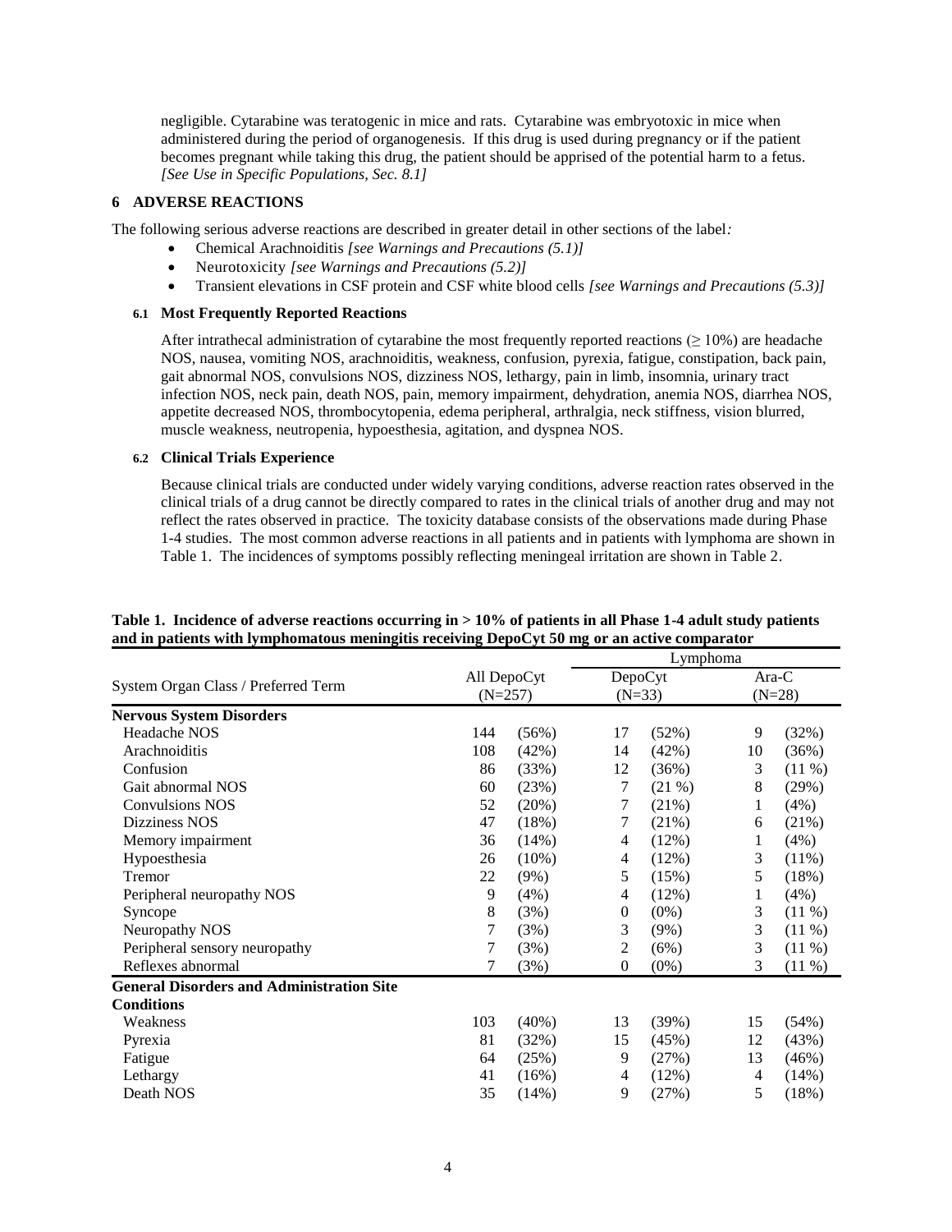negligible. Cytarabine was teratogenic in mice and rats. Cytarabine was embryotoxic in mice when administered during the period of organogenesis. If this drug is used during pregnancy or if the patient becomes pregnant while taking this drug, the patient should be apprised of the potential harm to a fetus. *[See Use in Specific Populations, Sec. 8.1]*

## 6 ADVERSE REACTIONS

The following serious adverse reactions are described in greater detail in other sections of the label*:*

- Chemical Arachnoiditis *[see Warnings and Precautions (5.1)]*
- Neurotoxicity *[see Warnings and Precautions (5.2)]*
- Transient elevations in CSF protein and CSF white blood cells *[see Warnings and Precautions (5.3)]*

### 6.1 Most Frequently Reported Reactions

After intrathecal administration of cytarabine the most frequently reported reactions ($\geq$ 10%) are headache NOS, nausea, vomiting NOS, arachnoiditis, weakness, confusion, pyrexia, fatigue, constipation, back pain, gait abnormal NOS, convulsions NOS, dizziness NOS, lethargy, pain in limb, insomnia, urinary tract infection NOS, neck pain, death NOS, pain, memory impairment, dehydration, anemia NOS, diarrhea NOS, appetite decreased NOS, thrombocytopenia, edema peripheral, arthralgia, neck stiffness, vision blurred, muscle weakness, neutropenia, hypoesthesia, agitation, and dyspnea NOS.

### 6.2 Clinical Trials Experience

Because clinical trials are conducted under widely varying conditions, adverse reaction rates observed in the clinical trials of a drug cannot be directly compared to rates in the clinical trials of another drug and may not reflect the rates observed in practice. The toxicity database consists of the observations made during Phase 1-4 studies. The most common adverse reactions in all patients and in patients with lymphoma are shown in Table 1. The incidences of symptoms possibly reflecting meningeal irritation are shown in Table 2.

**Table 1. Incidence of adverse reactions occurring in > 10% of patients in all Phase 1-4 adult study patients and in patients with lymphomatous meningitis receiving DepoCyt 50 mg or an active comparator**

| System Organ Class / Preferred Term | All DepoCyt (N=257) | | Lymphoma DepoCyt (N=33) | | Lymphoma Ara-C (N=28) | |
|---|---|---|---|---|---|---|
| **Nervous System Disorders** | | | | | | |
| Headache NOS | 144 | (56%) | 17 | (52%) | 9 | (32%) |
| Arachnoiditis | 108 | (42%) | 14 | (42%) | 10 | (36%) |
| Confusion | 86 | (33%) | 12 | (36%) | 3 | (11 %) |
| Gait abnormal NOS | 60 | (23%) | 7 | (21 %) | 8 | (29%) |
| Convulsions NOS | 52 | (20%) | 7 | (21%) | 1 | (4%) |
| Dizziness NOS | 47 | (18%) | 7 | (21%) | 6 | (21%) |
| Memory impairment | 36 | (14%) | 4 | (12%) | 1 | (4%) |
| Hypoesthesia | 26 | (10%) | 4 | (12%) | 3 | (11%) |
| Tremor | 22 | (9%) | 5 | (15%) | 5 | (18%) |
| Peripheral neuropathy NOS | 9 | (4%) | 4 | (12%) | 1 | (4%) |
| Syncope | 8 | (3%) | 0 | (0%) | 3 | (11 %) |
| Neuropathy NOS | 7 | (3%) | 3 | (9%) | 3 | (11 %) |
| Peripheral sensory neuropathy | 7 | (3%) | 2 | (6%) | 3 | (11 %) |
| Reflexes abnormal | 7 | (3%) | 0 | (0%) | 3 | (11 %) |
| **General Disorders and Administration Site Conditions** | | | | | | |
| Weakness | 103 | (40%) | 13 | (39%) | 15 | (54%) |
| Pyrexia | 81 | (32%) | 15 | (45%) | 12 | (43%) |
| Fatigue | 64 | (25%) | 9 | (27%) | 13 | (46%) |
| Lethargy | 41 | (16%) | 4 | (12%) | 4 | (14%) |
| Death NOS | 35 | (14%) | 9 | (27%) | 5 | (18%) |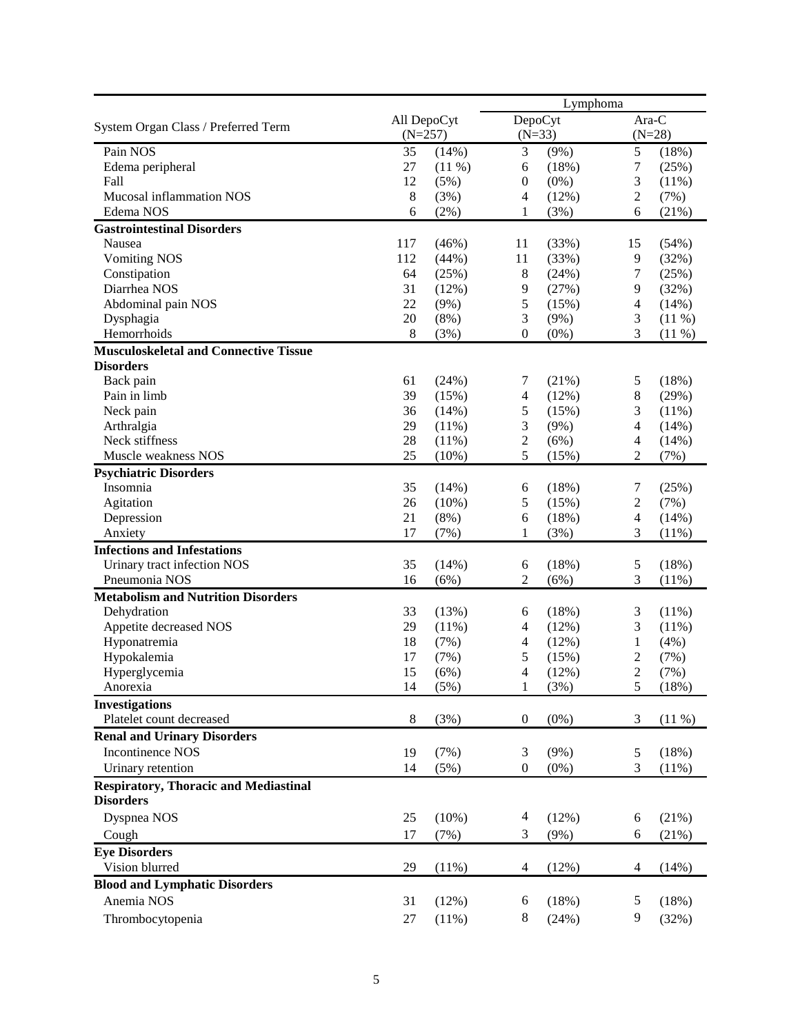| System Organ Class / Preferred Term | All DepoCyt (N=257) | | Lymphoma DepoCyt (N=33) | | Lymphoma Ara-C (N=28) | |
|---|---|---|---|---|---|---|
| Pain NOS | 35 | (14%) | 3 | (9%) | 5 | (18%) |
| Edema peripheral | 27 | (11 %) | 6 | (18%) | 7 | (25%) |
| Fall | 12 | (5%) | 0 | (0%) | 3 | (11%) |
| Mucosal inflammation NOS | 8 | (3%) | 4 | (12%) | 2 | (7%) |
| Edema NOS | 6 | (2%) | 1 | (3%) | 6 | (21%) |
| **Gastrointestinal Disorders** | | | | | | |
| Nausea | 117 | (46%) | 11 | (33%) | 15 | (54%) |
| Vomiting NOS | 112 | (44%) | 11 | (33%) | 9 | (32%) |
| Constipation | 64 | (25%) | 8 | (24%) | 7 | (25%) |
| Diarrhea NOS | 31 | (12%) | 9 | (27%) | 9 | (32%) |
| Abdominal pain NOS | 22 | (9%) | 5 | (15%) | 4 | (14%) |
| Dysphagia | 20 | (8%) | 3 | (9%) | 3 | (11 %) |
| Hemorrhoids | 8 | (3%) | 0 | (0%) | 3 | (11 %) |
| **Musculoskeletal and Connective Tissue Disorders** | | | | | | |
| Back pain | 61 | (24%) | 7 | (21%) | 5 | (18%) |
| Pain in limb | 39 | (15%) | 4 | (12%) | 8 | (29%) |
| Neck pain | 36 | (14%) | 5 | (15%) | 3 | (11%) |
| Arthralgia | 29 | (11%) | 3 | (9%) | 4 | (14%) |
| Neck stiffness | 28 | (11%) | 2 | (6%) | 4 | (14%) |
| Muscle weakness NOS | 25 | (10%) | 5 | (15%) | 2 | (7%) |
| **Psychiatric Disorders** | | | | | | |
| Insomnia | 35 | (14%) | 6 | (18%) | 7 | (25%) |
| Agitation | 26 | (10%) | 5 | (15%) | 2 | (7%) |
| Depression | 21 | (8%) | 6 | (18%) | 4 | (14%) |
| Anxiety | 17 | (7%) | 1 | (3%) | 3 | (11%) |
| **Infections and Infestations** | | | | | | |
| Urinary tract infection NOS | 35 | (14%) | 6 | (18%) | 5 | (18%) |
| Pneumonia NOS | 16 | (6%) | 2 | (6%) | 3 | (11%) |
| **Metabolism and Nutrition Disorders** | | | | | | |
| Dehydration | 33 | (13%) | 6 | (18%) | 3 | (11%) |
| Appetite decreased NOS | 29 | (11%) | 4 | (12%) | 3 | (11%) |
| Hyponatremia | 18 | (7%) | 4 | (12%) | 1 | (4%) |
| Hypokalemia | 17 | (7%) | 5 | (15%) | 2 | (7%) |
| Hyperglycemia | 15 | (6%) | 4 | (12%) | 2 | (7%) |
| Anorexia | 14 | (5%) | 1 | (3%) | 5 | (18%) |
| **Investigations** | | | | | | |
| Platelet count decreased | 8 | (3%) | 0 | (0%) | 3 | (11 %) |
| **Renal and Urinary Disorders** | | | | | | |
| Incontinence NOS | 19 | (7%) | 3 | (9%) | 5 | (18%) |
| Urinary retention | 14 | (5%) | 0 | (0%) | 3 | (11%) |
| **Respiratory, Thoracic and Mediastinal Disorders** | | | | | | |
| Dyspnea NOS | 25 | (10%) | 4 | (12%) | 6 | (21%) |
| Cough | 17 | (7%) | 3 | (9%) | 6 | (21%) |
| **Eye Disorders** | | | | | | |
| Vision blurred | 29 | (11%) | 4 | (12%) | 4 | (14%) |
| **Blood and Lymphatic Disorders** | | | | | | |
| Anemia NOS | 31 | (12%) | 6 | (18%) | 5 | (18%) |
| Thrombocytopenia | 27 | (11%) | 8 | (24%) | 9 | (32%) |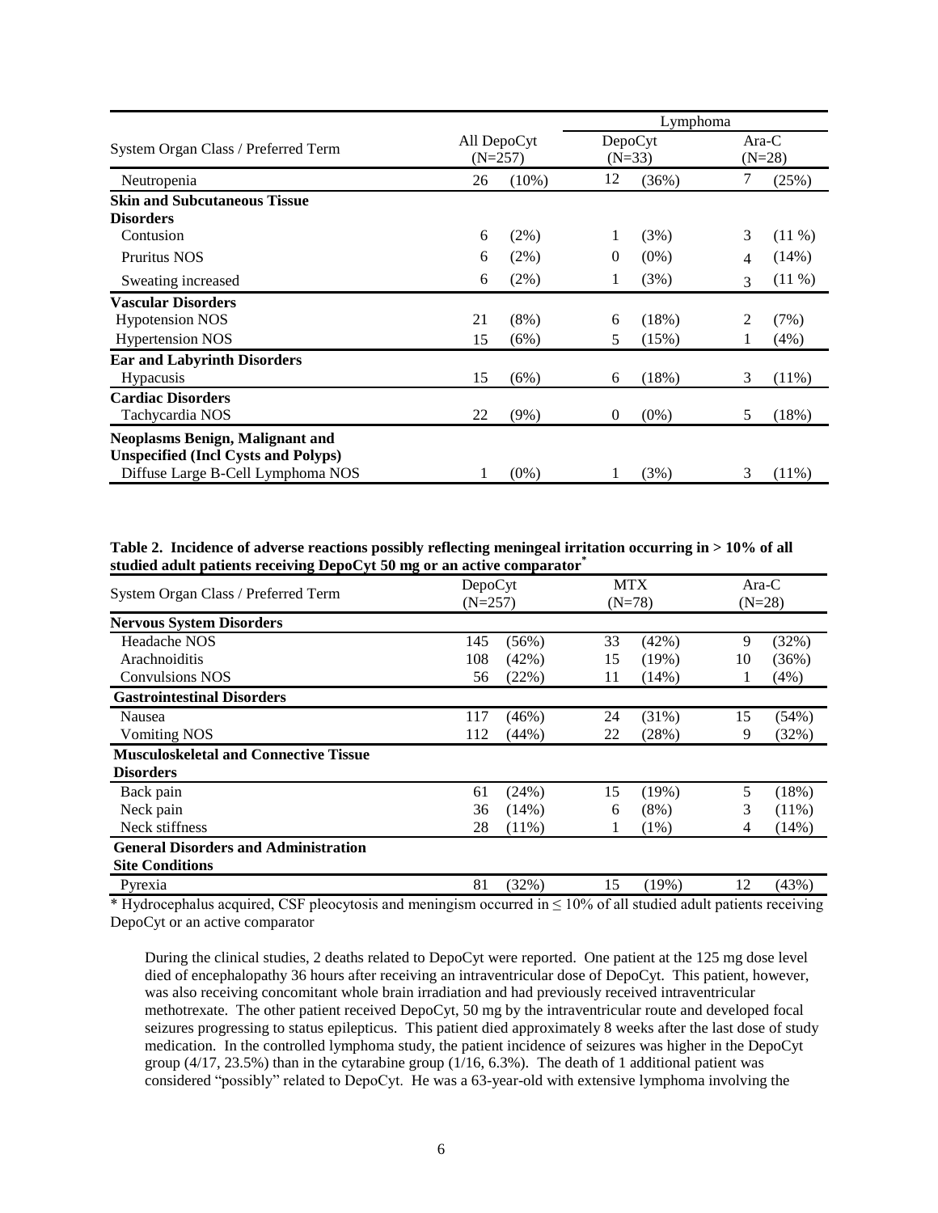| System Organ Class / Preferred Term | All DepoCyt (N=257) | | Lymphoma DepoCyt (N=33) | | Lymphoma Ara-C (N=28) | |
|---|---|---|---|---|---|---|
| Neutropenia | 26 | (10%) | 12 | (36%) | 7 | (25%) |
| **Skin and Subcutaneous Tissue Disorders** | | | | | | |
| Contusion | 6 | (2%) | 1 | (3%) | 3 | (11 %) |
| Pruritus NOS | 6 | (2%) | 0 | (0%) | 4 | (14%) |
| Sweating increased | 6 | (2%) | 1 | (3%) | 3 | (11 %) |
| **Vascular Disorders** | | | | | | |
| Hypotension NOS | 21 | (8%) | 6 | (18%) | 2 | (7%) |
| Hypertension NOS | 15 | (6%) | 5 | (15%) | 1 | (4%) |
| **Ear and Labyrinth Disorders** | | | | | | |
| Hypacusis | 15 | (6%) | 6 | (18%) | 3 | (11%) |
| **Cardiac Disorders** | | | | | | |
| Tachycardia NOS | 22 | (9%) | 0 | (0%) | 5 | (18%) |
| **Neoplasms Benign, Malignant and Unspecified (Incl Cysts and Polyps)** | | | | | | |
| Diffuse Large B-Cell Lymphoma NOS | 1 | (0%) | 1 | (3%) | 3 | (11%) |

**Table 2. Incidence of adverse reactions possibly reflecting meningeal irritation occurring in > 10% of all studied adult patients receiving DepoCyt 50 mg or an active comparator***

| System Organ Class / Preferred Term | DepoCyt (N=257) | | MTX (N=78) | | Ara-C (N=28) | |
|---|---|---|---|---|---|---|
| **Nervous System Disorders** | | | | | | |
| Headache NOS | 145 | (56%) | 33 | (42%) | 9 | (32%) |
| Arachnoiditis | 108 | (42%) | 15 | (19%) | 10 | (36%) |
| Convulsions NOS | 56 | (22%) | 11 | (14%) | 1 | (4%) |
| **Gastrointestinal Disorders** | | | | | | |
| Nausea | 117 | (46%) | 24 | (31%) | 15 | (54%) |
| Vomiting NOS | 112 | (44%) | 22 | (28%) | 9 | (32%) |
| **Musculoskeletal and Connective Tissue Disorders** | | | | | | |
| Back pain | 61 | (24%) | 15 | (19%) | 5 | (18%) |
| Neck pain | 36 | (14%) | 6 | (8%) | 3 | (11%) |
| Neck stiffness | 28 | (11%) | 1 | (1%) | 4 | (14%) |
| **General Disorders and Administration Site Conditions** | | | | | | |
| Pyrexia | 81 | (32%) | 15 | (19%) | 12 | (43%) |

* Hydrocephalus acquired, CSF pleocytosis and meningism occurred in ≤ 10% of all studied adult patients receiving DepoCyt or an active comparator

During the clinical studies, 2 deaths related to DepoCyt were reported. One patient at the 125 mg dose level died of encephalopathy 36 hours after receiving an intraventricular dose of DepoCyt. This patient, however, was also receiving concomitant whole brain irradiation and had previously received intraventricular methotrexate. The other patient received DepoCyt, 50 mg by the intraventricular route and developed focal seizures progressing to status epilepticus. This patient died approximately 8 weeks after the last dose of study medication. In the controlled lymphoma study, the patient incidence of seizures was higher in the DepoCyt group (4/17, 23.5%) than in the cytarabine group (1/16, 6.3%). The death of 1 additional patient was considered "possibly" related to DepoCyt. He was a 63-year-old with extensive lymphoma involving the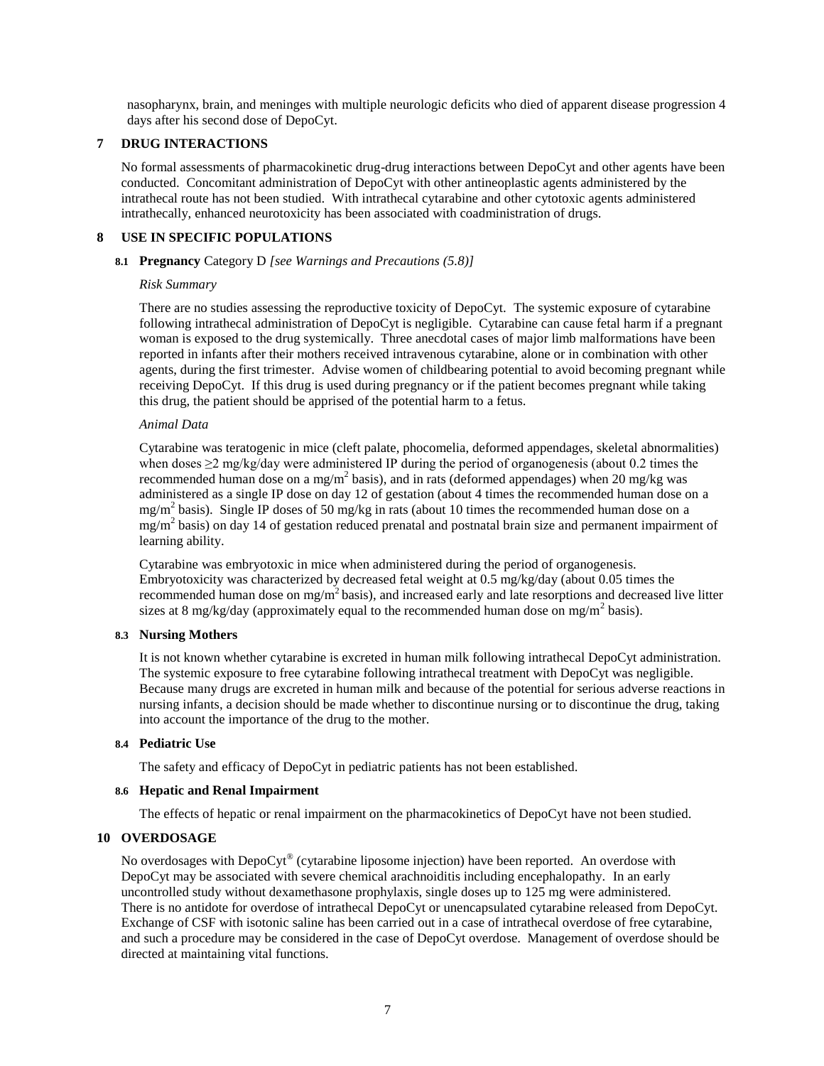nasopharynx, brain, and meninges with multiple neurologic deficits who died of apparent disease progression 4 days after his second dose of DepoCyt.

## 7 DRUG INTERACTIONS

No formal assessments of pharmacokinetic drug-drug interactions between DepoCyt and other agents have been conducted. Concomitant administration of DepoCyt with other antineoplastic agents administered by the intrathecal route has not been studied. With intrathecal cytarabine and other cytotoxic agents administered intrathecally, enhanced neurotoxicity has been associated with coadministration of drugs.

## 8 USE IN SPECIFIC POPULATIONS

### 8.1 Pregnancy Category D *[see Warnings and Precautions (5.8)]*

*Risk Summary*

There are no studies assessing the reproductive toxicity of DepoCyt. The systemic exposure of cytarabine following intrathecal administration of DepoCyt is negligible. Cytarabine can cause fetal harm if a pregnant woman is exposed to the drug systemically. Three anecdotal cases of major limb malformations have been reported in infants after their mothers received intravenous cytarabine, alone or in combination with other agents, during the first trimester. Advise women of childbearing potential to avoid becoming pregnant while receiving DepoCyt. If this drug is used during pregnancy or if the patient becomes pregnant while taking this drug, the patient should be apprised of the potential harm to a fetus.

*Animal Data*

Cytarabine was teratogenic in mice (cleft palate, phocomelia, deformed appendages, skeletal abnormalities) when doses ≥2 mg/kg/day were administered IP during the period of organogenesis (about 0.2 times the recommended human dose on a mg/m$^2$ basis), and in rats (deformed appendages) when 20 mg/kg was administered as a single IP dose on day 12 of gestation (about 4 times the recommended human dose on a mg/m$^2$ basis). Single IP doses of 50 mg/kg in rats (about 10 times the recommended human dose on a mg/m$^2$ basis) on day 14 of gestation reduced prenatal and postnatal brain size and permanent impairment of learning ability.

Cytarabine was embryotoxic in mice when administered during the period of organogenesis. Embryotoxicity was characterized by decreased fetal weight at 0.5 mg/kg/day (about 0.05 times the recommended human dose on mg/m$^2$ basis), and increased early and late resorptions and decreased live litter sizes at 8 mg/kg/day (approximately equal to the recommended human dose on mg/m$^2$ basis).

### 8.3 Nursing Mothers

It is not known whether cytarabine is excreted in human milk following intrathecal DepoCyt administration. The systemic exposure to free cytarabine following intrathecal treatment with DepoCyt was negligible. Because many drugs are excreted in human milk and because of the potential for serious adverse reactions in nursing infants, a decision should be made whether to discontinue nursing or to discontinue the drug, taking into account the importance of the drug to the mother.

### 8.4 Pediatric Use

The safety and efficacy of DepoCyt in pediatric patients has not been established.

### 8.6 Hepatic and Renal Impairment

The effects of hepatic or renal impairment on the pharmacokinetics of DepoCyt have not been studied.

## 10 OVERDOSAGE

No overdosages with DepoCyt® (cytarabine liposome injection) have been reported. An overdose with DepoCyt may be associated with severe chemical arachnoiditis including encephalopathy. In an early uncontrolled study without dexamethasone prophylaxis, single doses up to 125 mg were administered. There is no antidote for overdose of intrathecal DepoCyt or unencapsulated cytarabine released from DepoCyt. Exchange of CSF with isotonic saline has been carried out in a case of intrathecal overdose of free cytarabine, and such a procedure may be considered in the case of DepoCyt overdose. Management of overdose should be directed at maintaining vital functions.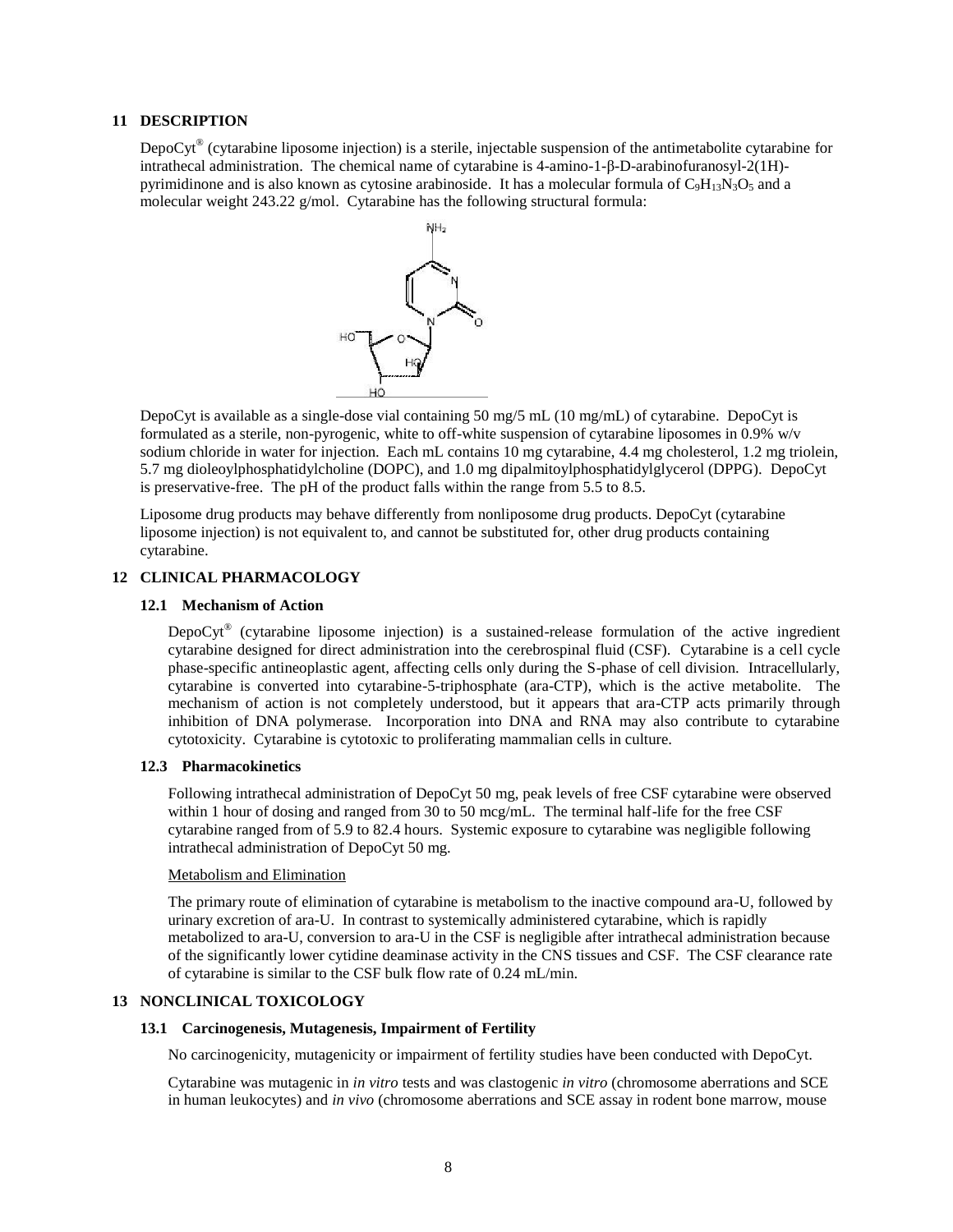## 11 DESCRIPTION

DepoCyt® (cytarabine liposome injection) is a sterile, injectable suspension of the antimetabolite cytarabine for intrathecal administration. The chemical name of cytarabine is 4-amino-1-β-D-arabinofuranosyl-2(1H)-pyrimidinone and is also known as cytosine arabinoside. It has a molecular formula of $C_9H_{13}N_3O_5$ and a molecular weight 243.22 g/mol. Cytarabine has the following structural formula:

DepoCyt is available as a single-dose vial containing 50 mg/5 mL (10 mg/mL) of cytarabine. DepoCyt is formulated as a sterile, non-pyrogenic, white to off-white suspension of cytarabine liposomes in 0.9% w/v sodium chloride in water for injection. Each mL contains 10 mg cytarabine, 4.4 mg cholesterol, 1.2 mg triolein, 5.7 mg dioleoylphosphatidylcholine (DOPC), and 1.0 mg dipalmitoylphosphatidylglycerol (DPPG). DepoCyt is preservative-free. The pH of the product falls within the range from 5.5 to 8.5.

Liposome drug products may behave differently from nonliposome drug products. DepoCyt (cytarabine liposome injection) is not equivalent to, and cannot be substituted for, other drug products containing cytarabine.

## 12 CLINICAL PHARMACOLOGY

### 12.1 Mechanism of Action

DepoCyt® (cytarabine liposome injection) is a sustained-release formulation of the active ingredient cytarabine designed for direct administration into the cerebrospinal fluid (CSF). Cytarabine is a cell cycle phase-specific antineoplastic agent, affecting cells only during the S-phase of cell division. Intracellularly, cytarabine is converted into cytarabine-5-triphosphate (ara-CTP), which is the active metabolite. The mechanism of action is not completely understood, but it appears that ara-CTP acts primarily through inhibition of DNA polymerase. Incorporation into DNA and RNA may also contribute to cytarabine cytotoxicity. Cytarabine is cytotoxic to proliferating mammalian cells in culture.

### 12.3 Pharmacokinetics

Following intrathecal administration of DepoCyt 50 mg, peak levels of free CSF cytarabine were observed within 1 hour of dosing and ranged from 30 to 50 mcg/mL. The terminal half-life for the free CSF cytarabine ranged from of 5.9 to 82.4 hours. Systemic exposure to cytarabine was negligible following intrathecal administration of DepoCyt 50 mg.

Metabolism and Elimination

The primary route of elimination of cytarabine is metabolism to the inactive compound ara-U, followed by urinary excretion of ara-U. In contrast to systemically administered cytarabine, which is rapidly metabolized to ara-U, conversion to ara-U in the CSF is negligible after intrathecal administration because of the significantly lower cytidine deaminase activity in the CNS tissues and CSF. The CSF clearance rate of cytarabine is similar to the CSF bulk flow rate of 0.24 mL/min.

## 13 NONCLINICAL TOXICOLOGY

### 13.1 Carcinogenesis, Mutagenesis, Impairment of Fertility

No carcinogenicity, mutagenicity or impairment of fertility studies have been conducted with DepoCyt.

Cytarabine was mutagenic in *in vitro* tests and was clastogenic *in vitro* (chromosome aberrations and SCE in human leukocytes) and *in vivo* (chromosome aberrations and SCE assay in rodent bone marrow, mouse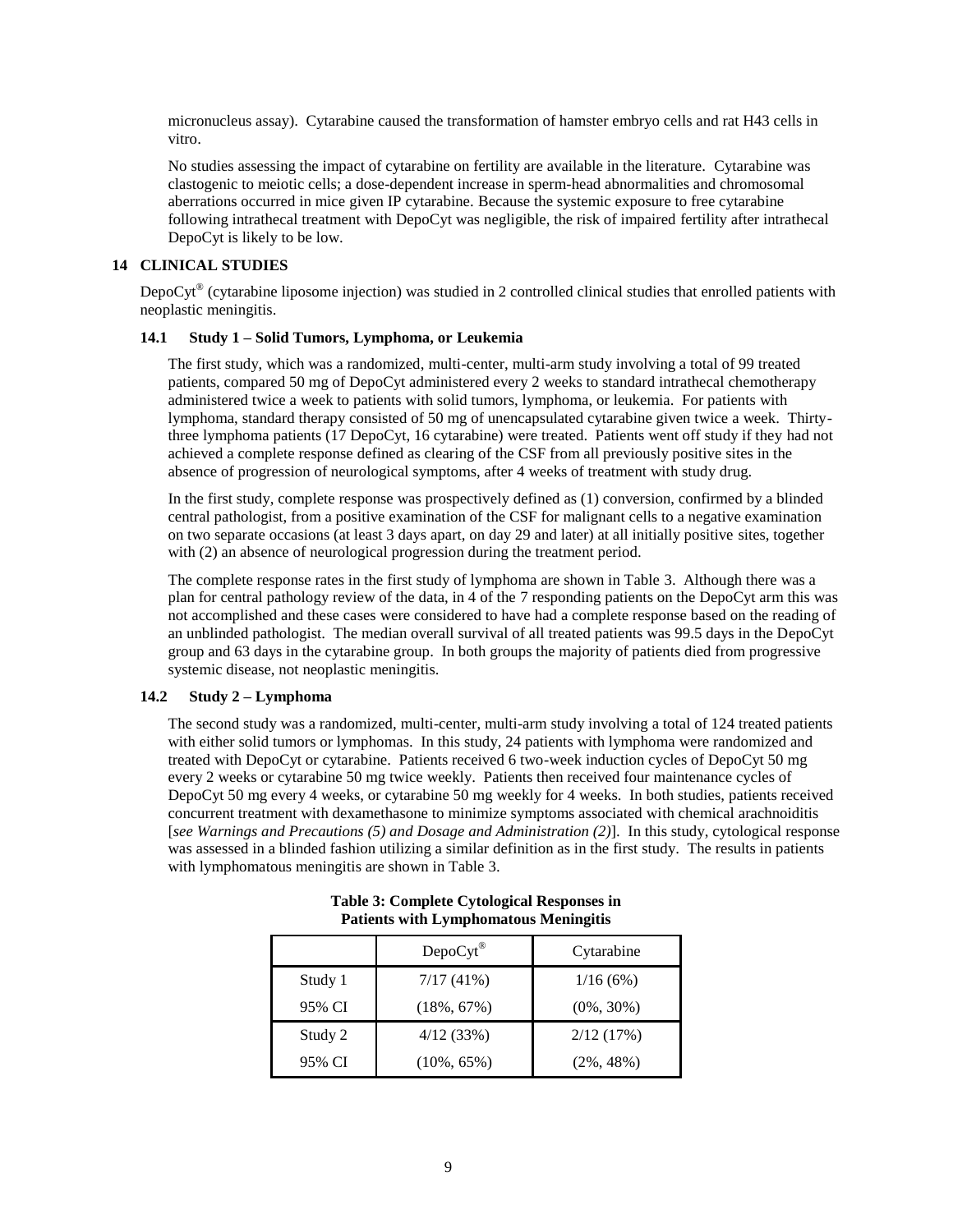micronucleus assay). Cytarabine caused the transformation of hamster embryo cells and rat H43 cells in vitro.

No studies assessing the impact of cytarabine on fertility are available in the literature. Cytarabine was clastogenic to meiotic cells; a dose-dependent increase in sperm-head abnormalities and chromosomal aberrations occurred in mice given IP cytarabine. Because the systemic exposure to free cytarabine following intrathecal treatment with DepoCyt was negligible, the risk of impaired fertility after intrathecal DepoCyt is likely to be low.

## 14 CLINICAL STUDIES

DepoCyt® (cytarabine liposome injection) was studied in 2 controlled clinical studies that enrolled patients with neoplastic meningitis.

### 14.1 Study 1 – Solid Tumors, Lymphoma, or Leukemia

The first study, which was a randomized, multi-center, multi-arm study involving a total of 99 treated patients, compared 50 mg of DepoCyt administered every 2 weeks to standard intrathecal chemotherapy administered twice a week to patients with solid tumors, lymphoma, or leukemia. For patients with lymphoma, standard therapy consisted of 50 mg of unencapsulated cytarabine given twice a week. Thirty-three lymphoma patients (17 DepoCyt, 16 cytarabine) were treated. Patients went off study if they had not achieved a complete response defined as clearing of the CSF from all previously positive sites in the absence of progression of neurological symptoms, after 4 weeks of treatment with study drug.

In the first study, complete response was prospectively defined as (1) conversion, confirmed by a blinded central pathologist, from a positive examination of the CSF for malignant cells to a negative examination on two separate occasions (at least 3 days apart, on day 29 and later) at all initially positive sites, together with (2) an absence of neurological progression during the treatment period.

The complete response rates in the first study of lymphoma are shown in Table 3. Although there was a plan for central pathology review of the data, in 4 of the 7 responding patients on the DepoCyt arm this was not accomplished and these cases were considered to have had a complete response based on the reading of an unblinded pathologist. The median overall survival of all treated patients was 99.5 days in the DepoCyt group and 63 days in the cytarabine group. In both groups the majority of patients died from progressive systemic disease, not neoplastic meningitis.

### 14.2 Study 2 – Lymphoma

The second study was a randomized, multi-center, multi-arm study involving a total of 124 treated patients with either solid tumors or lymphomas. In this study, 24 patients with lymphoma were randomized and treated with DepoCyt or cytarabine. Patients received 6 two-week induction cycles of DepoCyt 50 mg every 2 weeks or cytarabine 50 mg twice weekly. Patients then received four maintenance cycles of DepoCyt 50 mg every 4 weeks, or cytarabine 50 mg weekly for 4 weeks. In both studies, patients received concurrent treatment with dexamethasone to minimize symptoms associated with chemical arachnoiditis [*see Warnings and Precautions (5) and Dosage and Administration (2)*]. In this study, cytological response was assessed in a blinded fashion utilizing a similar definition as in the first study. The results in patients with lymphomatous meningitis are shown in Table 3.

**Table 3: Complete Cytological Responses in Patients with Lymphomatous Meningitis**

| | DepoCyt® | Cytarabine |
|---|---|---|
| Study 1 | 7/17 (41%) | 1/16 (6%) |
| 95% CI | (18%, 67%) | (0%, 30%) |
| Study 2 | 4/12 (33%) | 2/12 (17%) |
| 95% CI | (10%, 65%) | (2%, 48%) |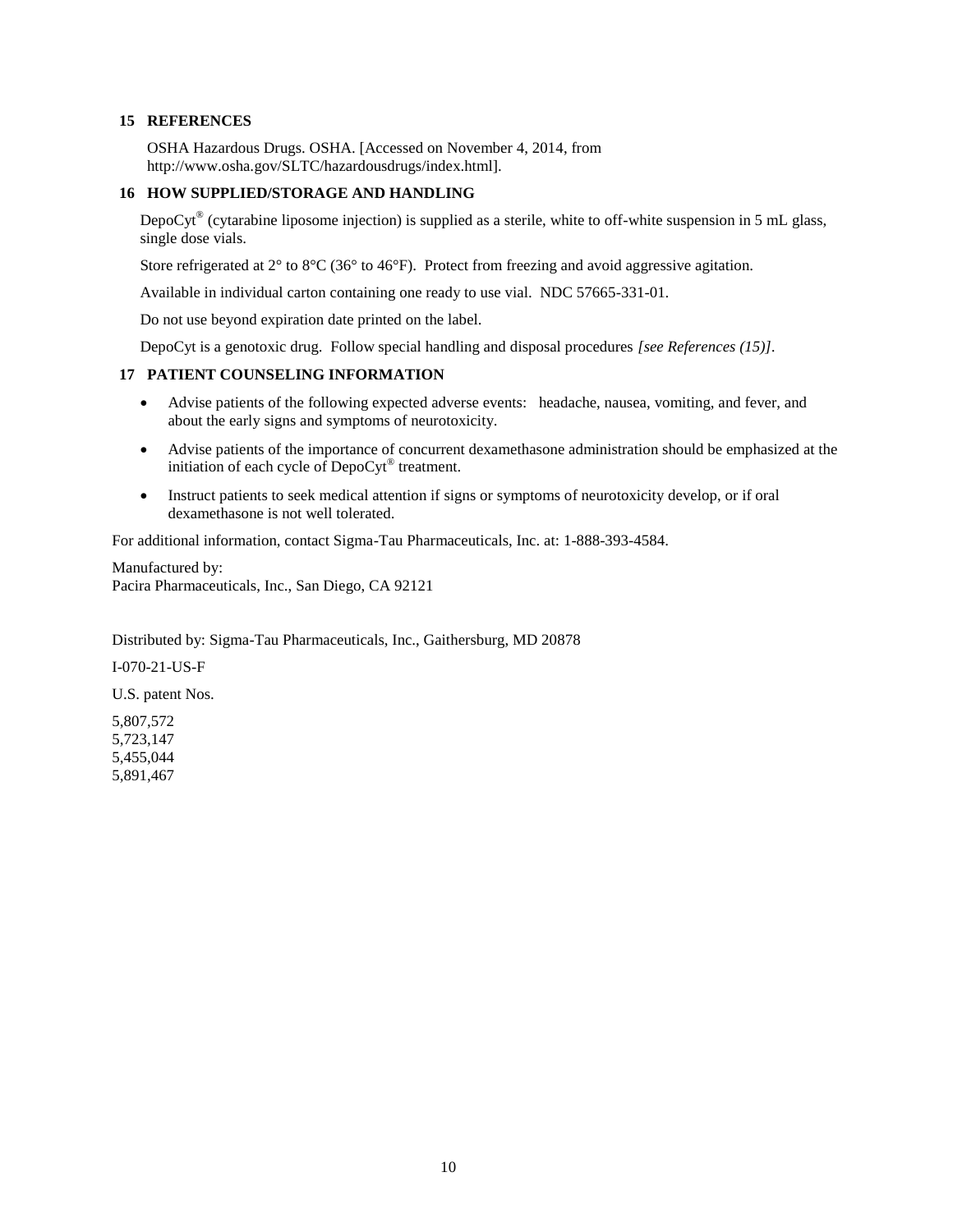## 15 REFERENCES

OSHA Hazardous Drugs. OSHA. [Accessed on November 4, 2014, from http://www.osha.gov/SLTC/hazardousdrugs/index.html].

## 16 HOW SUPPLIED/STORAGE AND HANDLING

DepoCyt® (cytarabine liposome injection) is supplied as a sterile, white to off-white suspension in 5 mL glass, single dose vials.

Store refrigerated at 2° to 8°C (36° to 46°F). Protect from freezing and avoid aggressive agitation.

Available in individual carton containing one ready to use vial. NDC 57665-331-01.

Do not use beyond expiration date printed on the label.

DepoCyt is a genotoxic drug. Follow special handling and disposal procedures *[see References (15)]*.

## 17 PATIENT COUNSELING INFORMATION

- Advise patients of the following expected adverse events: headache, nausea, vomiting, and fever, and about the early signs and symptoms of neurotoxicity.
- Advise patients of the importance of concurrent dexamethasone administration should be emphasized at the initiation of each cycle of DepoCyt® treatment.
- Instruct patients to seek medical attention if signs or symptoms of neurotoxicity develop, or if oral dexamethasone is not well tolerated.

For additional information, contact Sigma-Tau Pharmaceuticals, Inc. at: 1-888-393-4584.

Manufactured by:
Pacira Pharmaceuticals, Inc., San Diego, CA 92121

Distributed by: Sigma-Tau Pharmaceuticals, Inc., Gaithersburg, MD 20878

I-070-21-US-F

U.S. patent Nos.

5,807,572
5,723,147
5,455,044
5,891,467